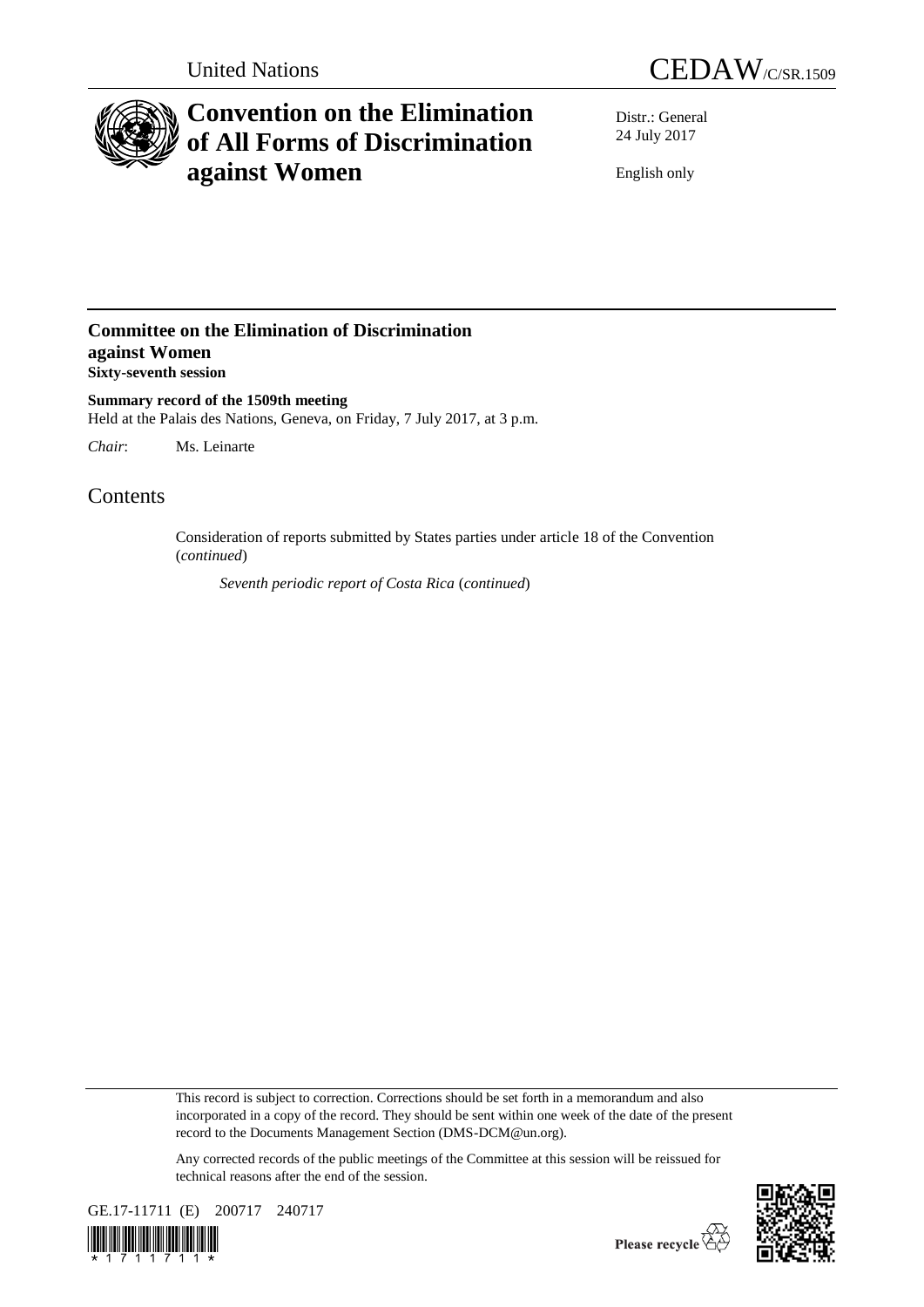United Nations

# CEDAW/C/SR.1509

# Convention on the Elimination of All Forms of Discrimination against Women

Distr.: General
24 July 2017

English only

## Committee on the Elimination of Discrimination against Women

**Sixty-seventh session**

**Summary record of the 1509th meeting**
Held at the Palais des Nations, Geneva, on Friday, 7 July 2017, at 3 p.m.

*Chair*: Ms. Leinarte

# Contents

Consideration of reports submitted by States parties under article 18 of the Convention (*continued*)

*Seventh periodic report of Costa Rica* (*continued*)

This record is subject to correction. Corrections should be set forth in a memorandum and also incorporated in a copy of the record. They should be sent within one week of the date of the present record to the Documents Management Section (DMS-DCM@un.org).

Any corrected records of the public meetings of the Committee at this session will be reissued for technical reasons after the end of the session.

GE.17-11711 (E) 200717 240717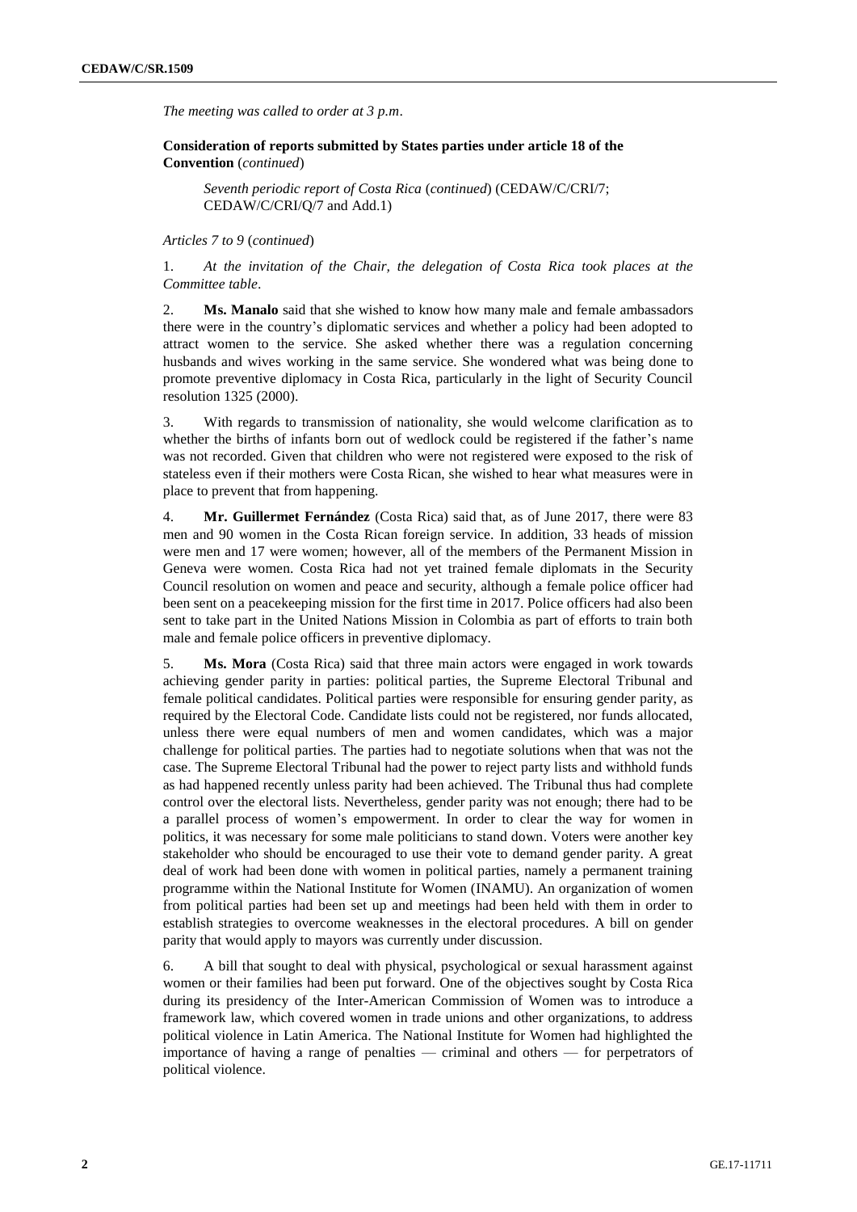*The meeting was called to order at 3 p.m*.

**Consideration of reports submitted by States parties under article 18 of the Convention** (*continued*)

*Seventh periodic report of Costa Rica* (*continued*) (CEDAW/C/CRI/7; CEDAW/C/CRI/Q/7 and Add.1)

*Articles 7 to 9* (*continued*)

1. *At the invitation of the Chair, the delegation of Costa Rica took places at the Committee table*.

2. **Ms. Manalo** said that she wished to know how many male and female ambassadors there were in the country's diplomatic services and whether a policy had been adopted to attract women to the service. She asked whether there was a regulation concerning husbands and wives working in the same service. She wondered what was being done to promote preventive diplomacy in Costa Rica, particularly in the light of Security Council resolution 1325 (2000).

3. With regards to transmission of nationality, she would welcome clarification as to whether the births of infants born out of wedlock could be registered if the father's name was not recorded. Given that children who were not registered were exposed to the risk of stateless even if their mothers were Costa Rican, she wished to hear what measures were in place to prevent that from happening.

4. **Mr. Guillermet Fernández** (Costa Rica) said that, as of June 2017, there were 83 men and 90 women in the Costa Rican foreign service. In addition, 33 heads of mission were men and 17 were women; however, all of the members of the Permanent Mission in Geneva were women. Costa Rica had not yet trained female diplomats in the Security Council resolution on women and peace and security, although a female police officer had been sent on a peacekeeping mission for the first time in 2017. Police officers had also been sent to take part in the United Nations Mission in Colombia as part of efforts to train both male and female police officers in preventive diplomacy.

5. **Ms. Mora** (Costa Rica) said that three main actors were engaged in work towards achieving gender parity in parties: political parties, the Supreme Electoral Tribunal and female political candidates. Political parties were responsible for ensuring gender parity, as required by the Electoral Code. Candidate lists could not be registered, nor funds allocated, unless there were equal numbers of men and women candidates, which was a major challenge for political parties. The parties had to negotiate solutions when that was not the case. The Supreme Electoral Tribunal had the power to reject party lists and withhold funds as had happened recently unless parity had been achieved. The Tribunal thus had complete control over the electoral lists. Nevertheless, gender parity was not enough; there had to be a parallel process of women's empowerment. In order to clear the way for women in politics, it was necessary for some male politicians to stand down. Voters were another key stakeholder who should be encouraged to use their vote to demand gender parity. A great deal of work had been done with women in political parties, namely a permanent training programme within the National Institute for Women (INAMU). An organization of women from political parties had been set up and meetings had been held with them in order to establish strategies to overcome weaknesses in the electoral procedures. A bill on gender parity that would apply to mayors was currently under discussion.

6. A bill that sought to deal with physical, psychological or sexual harassment against women or their families had been put forward. One of the objectives sought by Costa Rica during its presidency of the Inter-American Commission of Women was to introduce a framework law, which covered women in trade unions and other organizations, to address political violence in Latin America. The National Institute for Women had highlighted the importance of having a range of penalties — criminal and others — for perpetrators of political violence.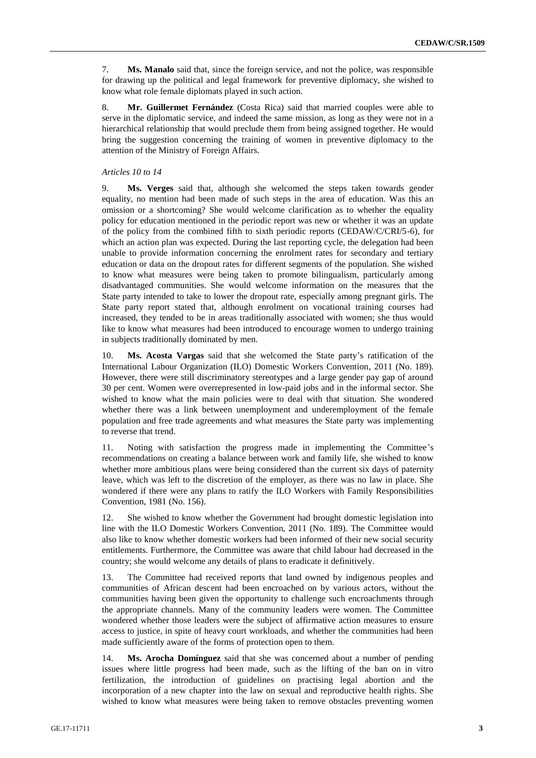7. **Ms. Manalo** said that, since the foreign service, and not the police, was responsible for drawing up the political and legal framework for preventive diplomacy, she wished to know what role female diplomats played in such action.

8. **Mr. Guillermet Fernández** (Costa Rica) said that married couples were able to serve in the diplomatic service, and indeed the same mission, as long as they were not in a hierarchical relationship that would preclude them from being assigned together. He would bring the suggestion concerning the training of women in preventive diplomacy to the attention of the Ministry of Foreign Affairs.

*Articles 10 to 14*

9. **Ms. Verges** said that, although she welcomed the steps taken towards gender equality, no mention had been made of such steps in the area of education. Was this an omission or a shortcoming? She would welcome clarification as to whether the equality policy for education mentioned in the periodic report was new or whether it was an update of the policy from the combined fifth to sixth periodic reports (CEDAW/C/CRI/5-6), for which an action plan was expected. During the last reporting cycle, the delegation had been unable to provide information concerning the enrolment rates for secondary and tertiary education or data on the dropout rates for different segments of the population. She wished to know what measures were being taken to promote bilingualism, particularly among disadvantaged communities. She would welcome information on the measures that the State party intended to take to lower the dropout rate, especially among pregnant girls. The State party report stated that, although enrolment on vocational training courses had increased, they tended to be in areas traditionally associated with women; she thus would like to know what measures had been introduced to encourage women to undergo training in subjects traditionally dominated by men.

10. **Ms. Acosta Vargas** said that she welcomed the State party's ratification of the International Labour Organization (ILO) Domestic Workers Convention, 2011 (No. 189). However, there were still discriminatory stereotypes and a large gender pay gap of around 30 per cent. Women were overrepresented in low-paid jobs and in the informal sector. She wished to know what the main policies were to deal with that situation. She wondered whether there was a link between unemployment and underemployment of the female population and free trade agreements and what measures the State party was implementing to reverse that trend.

11. Noting with satisfaction the progress made in implementing the Committee's recommendations on creating a balance between work and family life, she wished to know whether more ambitious plans were being considered than the current six days of paternity leave, which was left to the discretion of the employer, as there was no law in place. She wondered if there were any plans to ratify the ILO Workers with Family Responsibilities Convention, 1981 (No. 156).

12. She wished to know whether the Government had brought domestic legislation into line with the ILO Domestic Workers Convention, 2011 (No. 189). The Committee would also like to know whether domestic workers had been informed of their new social security entitlements. Furthermore, the Committee was aware that child labour had decreased in the country; she would welcome any details of plans to eradicate it definitively.

13. The Committee had received reports that land owned by indigenous peoples and communities of African descent had been encroached on by various actors, without the communities having been given the opportunity to challenge such encroachments through the appropriate channels. Many of the community leaders were women. The Committee wondered whether those leaders were the subject of affirmative action measures to ensure access to justice, in spite of heavy court workloads, and whether the communities had been made sufficiently aware of the forms of protection open to them.

14. **Ms. Arocha Domínguez** said that she was concerned about a number of pending issues where little progress had been made, such as the lifting of the ban on in vitro fertilization, the introduction of guidelines on practising legal abortion and the incorporation of a new chapter into the law on sexual and reproductive health rights. She wished to know what measures were being taken to remove obstacles preventing women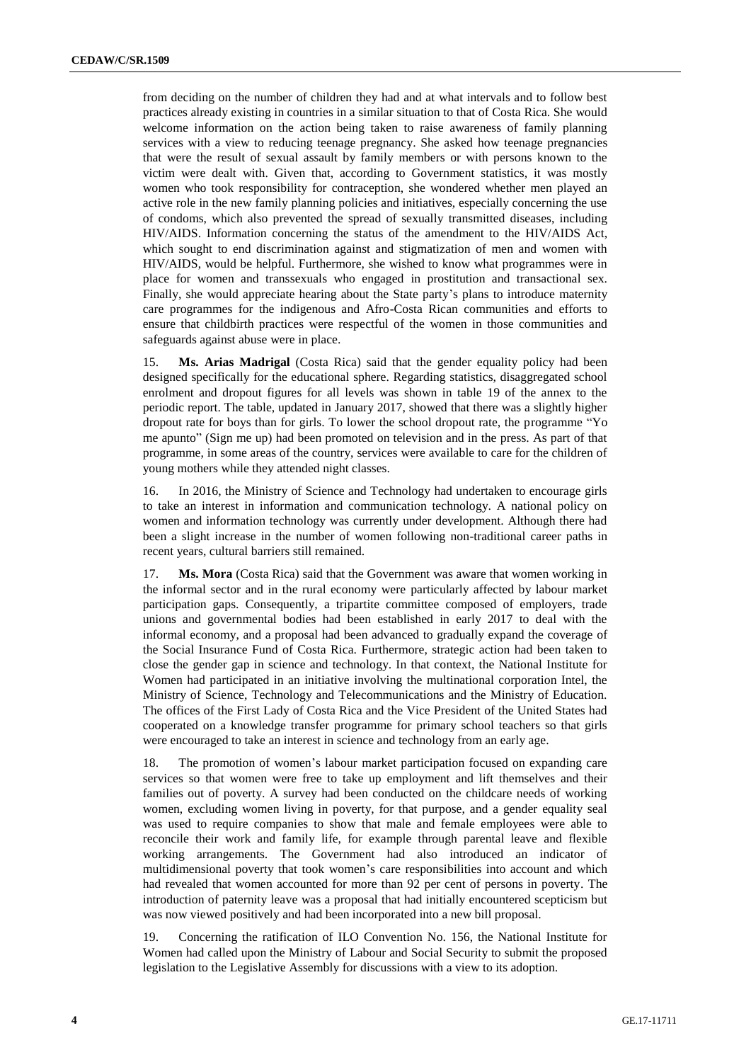from deciding on the number of children they had and at what intervals and to follow best practices already existing in countries in a similar situation to that of Costa Rica. She would welcome information on the action being taken to raise awareness of family planning services with a view to reducing teenage pregnancy. She asked how teenage pregnancies that were the result of sexual assault by family members or with persons known to the victim were dealt with. Given that, according to Government statistics, it was mostly women who took responsibility for contraception, she wondered whether men played an active role in the new family planning policies and initiatives, especially concerning the use of condoms, which also prevented the spread of sexually transmitted diseases, including HIV/AIDS. Information concerning the status of the amendment to the HIV/AIDS Act, which sought to end discrimination against and stigmatization of men and women with HIV/AIDS, would be helpful. Furthermore, she wished to know what programmes were in place for women and transsexuals who engaged in prostitution and transactional sex. Finally, she would appreciate hearing about the State party's plans to introduce maternity care programmes for the indigenous and Afro-Costa Rican communities and efforts to ensure that childbirth practices were respectful of the women in those communities and safeguards against abuse were in place.

15. **Ms. Arias Madrigal** (Costa Rica) said that the gender equality policy had been designed specifically for the educational sphere. Regarding statistics, disaggregated school enrolment and dropout figures for all levels was shown in table 19 of the annex to the periodic report. The table, updated in January 2017, showed that there was a slightly higher dropout rate for boys than for girls. To lower the school dropout rate, the programme "Yo me apunto" (Sign me up) had been promoted on television and in the press. As part of that programme, in some areas of the country, services were available to care for the children of young mothers while they attended night classes.

16. In 2016, the Ministry of Science and Technology had undertaken to encourage girls to take an interest in information and communication technology. A national policy on women and information technology was currently under development. Although there had been a slight increase in the number of women following non-traditional career paths in recent years, cultural barriers still remained.

17. **Ms. Mora** (Costa Rica) said that the Government was aware that women working in the informal sector and in the rural economy were particularly affected by labour market participation gaps. Consequently, a tripartite committee composed of employers, trade unions and governmental bodies had been established in early 2017 to deal with the informal economy, and a proposal had been advanced to gradually expand the coverage of the Social Insurance Fund of Costa Rica. Furthermore, strategic action had been taken to close the gender gap in science and technology. In that context, the National Institute for Women had participated in an initiative involving the multinational corporation Intel, the Ministry of Science, Technology and Telecommunications and the Ministry of Education. The offices of the First Lady of Costa Rica and the Vice President of the United States had cooperated on a knowledge transfer programme for primary school teachers so that girls were encouraged to take an interest in science and technology from an early age.

18. The promotion of women's labour market participation focused on expanding care services so that women were free to take up employment and lift themselves and their families out of poverty. A survey had been conducted on the childcare needs of working women, excluding women living in poverty, for that purpose, and a gender equality seal was used to require companies to show that male and female employees were able to reconcile their work and family life, for example through parental leave and flexible working arrangements. The Government had also introduced an indicator of multidimensional poverty that took women's care responsibilities into account and which had revealed that women accounted for more than 92 per cent of persons in poverty. The introduction of paternity leave was a proposal that had initially encountered scepticism but was now viewed positively and had been incorporated into a new bill proposal.

19. Concerning the ratification of ILO Convention No. 156, the National Institute for Women had called upon the Ministry of Labour and Social Security to submit the proposed legislation to the Legislative Assembly for discussions with a view to its adoption.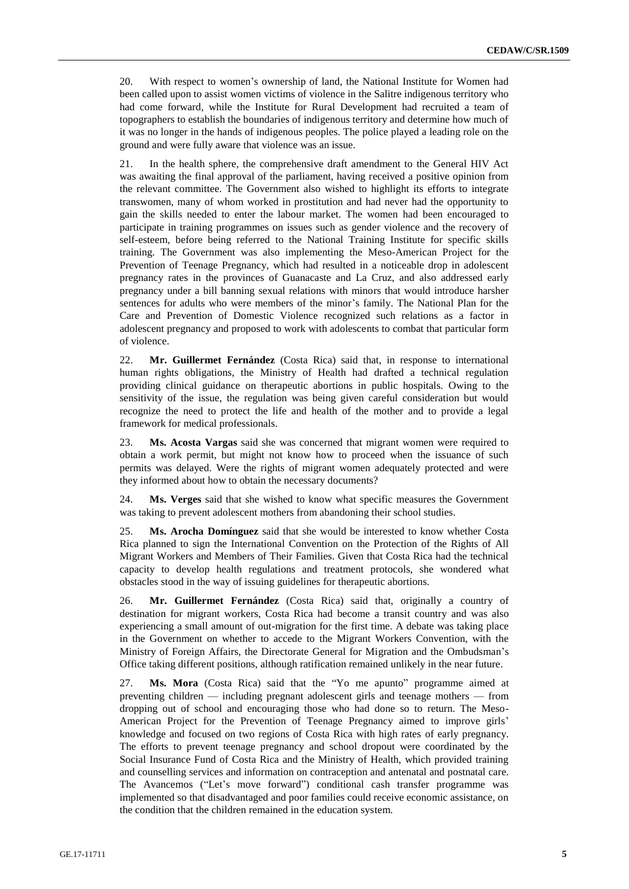20. With respect to women's ownership of land, the National Institute for Women had been called upon to assist women victims of violence in the Salitre indigenous territory who had come forward, while the Institute for Rural Development had recruited a team of topographers to establish the boundaries of indigenous territory and determine how much of it was no longer in the hands of indigenous peoples. The police played a leading role on the ground and were fully aware that violence was an issue.

21. In the health sphere, the comprehensive draft amendment to the General HIV Act was awaiting the final approval of the parliament, having received a positive opinion from the relevant committee. The Government also wished to highlight its efforts to integrate transwomen, many of whom worked in prostitution and had never had the opportunity to gain the skills needed to enter the labour market. The women had been encouraged to participate in training programmes on issues such as gender violence and the recovery of self-esteem, before being referred to the National Training Institute for specific skills training. The Government was also implementing the Meso-American Project for the Prevention of Teenage Pregnancy, which had resulted in a noticeable drop in adolescent pregnancy rates in the provinces of Guanacaste and La Cruz, and also addressed early pregnancy under a bill banning sexual relations with minors that would introduce harsher sentences for adults who were members of the minor's family. The National Plan for the Care and Prevention of Domestic Violence recognized such relations as a factor in adolescent pregnancy and proposed to work with adolescents to combat that particular form of violence.

22. **Mr. Guillermet Fernández** (Costa Rica) said that, in response to international human rights obligations, the Ministry of Health had drafted a technical regulation providing clinical guidance on therapeutic abortions in public hospitals. Owing to the sensitivity of the issue, the regulation was being given careful consideration but would recognize the need to protect the life and health of the mother and to provide a legal framework for medical professionals.

23. **Ms. Acosta Vargas** said she was concerned that migrant women were required to obtain a work permit, but might not know how to proceed when the issuance of such permits was delayed. Were the rights of migrant women adequately protected and were they informed about how to obtain the necessary documents?

24. **Ms. Verges** said that she wished to know what specific measures the Government was taking to prevent adolescent mothers from abandoning their school studies.

25. **Ms. Arocha Domínguez** said that she would be interested to know whether Costa Rica planned to sign the International Convention on the Protection of the Rights of All Migrant Workers and Members of Their Families. Given that Costa Rica had the technical capacity to develop health regulations and treatment protocols, she wondered what obstacles stood in the way of issuing guidelines for therapeutic abortions.

26. **Mr. Guillermet Fernández** (Costa Rica) said that, originally a country of destination for migrant workers, Costa Rica had become a transit country and was also experiencing a small amount of out-migration for the first time. A debate was taking place in the Government on whether to accede to the Migrant Workers Convention, with the Ministry of Foreign Affairs, the Directorate General for Migration and the Ombudsman's Office taking different positions, although ratification remained unlikely in the near future.

27. **Ms. Mora** (Costa Rica) said that the "Yo me apunto" programme aimed at preventing children — including pregnant adolescent girls and teenage mothers — from dropping out of school and encouraging those who had done so to return. The Meso-American Project for the Prevention of Teenage Pregnancy aimed to improve girls' knowledge and focused on two regions of Costa Rica with high rates of early pregnancy. The efforts to prevent teenage pregnancy and school dropout were coordinated by the Social Insurance Fund of Costa Rica and the Ministry of Health, which provided training and counselling services and information on contraception and antenatal and postnatal care. The Avancemos ("Let's move forward") conditional cash transfer programme was implemented so that disadvantaged and poor families could receive economic assistance, on the condition that the children remained in the education system.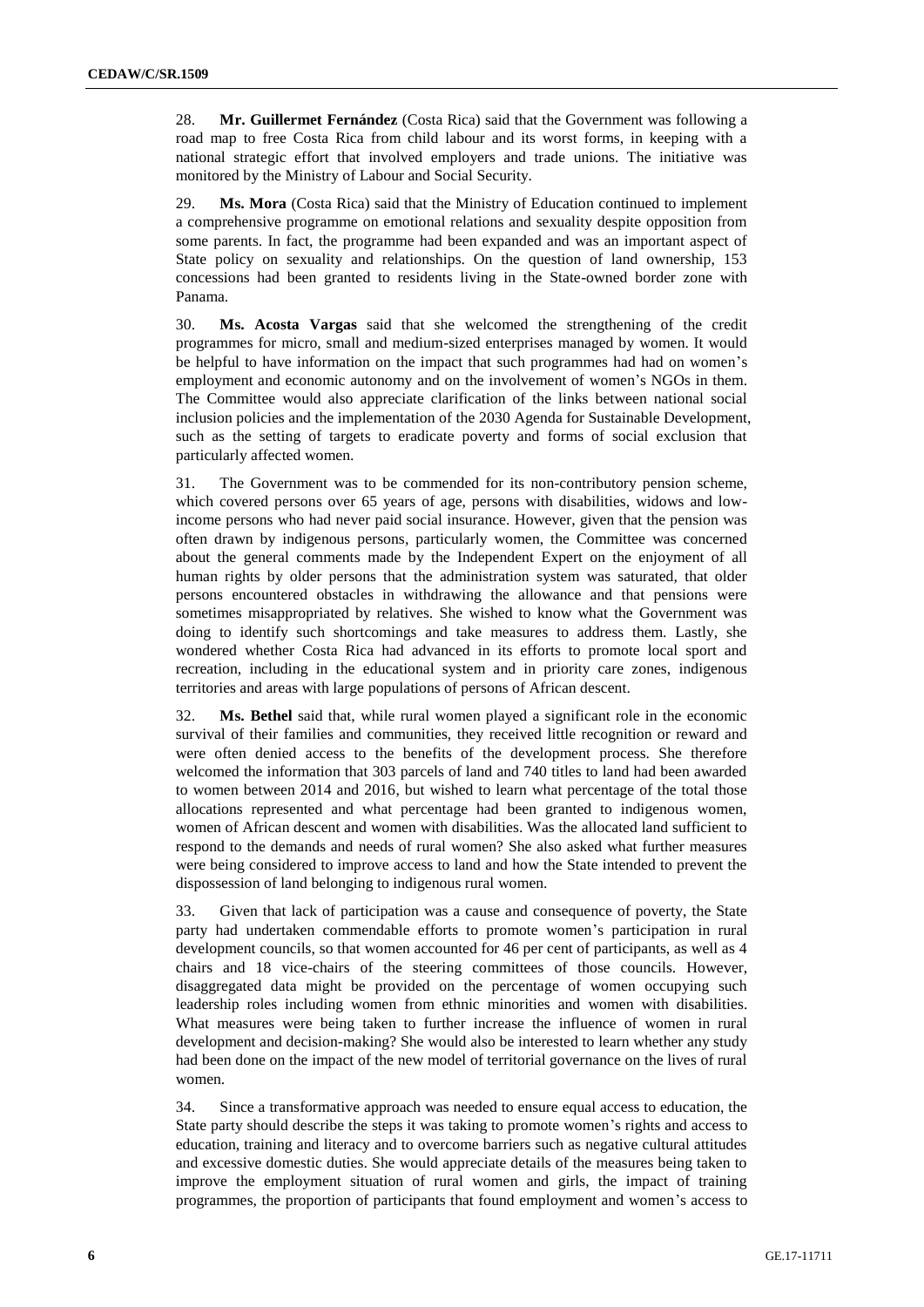28. **Mr. Guillermet Fernández** (Costa Rica) said that the Government was following a road map to free Costa Rica from child labour and its worst forms, in keeping with a national strategic effort that involved employers and trade unions. The initiative was monitored by the Ministry of Labour and Social Security.

29. **Ms. Mora** (Costa Rica) said that the Ministry of Education continued to implement a comprehensive programme on emotional relations and sexuality despite opposition from some parents. In fact, the programme had been expanded and was an important aspect of State policy on sexuality and relationships. On the question of land ownership, 153 concessions had been granted to residents living in the State-owned border zone with Panama.

30. **Ms. Acosta Vargas** said that she welcomed the strengthening of the credit programmes for micro, small and medium-sized enterprises managed by women. It would be helpful to have information on the impact that such programmes had had on women's employment and economic autonomy and on the involvement of women's NGOs in them. The Committee would also appreciate clarification of the links between national social inclusion policies and the implementation of the 2030 Agenda for Sustainable Development, such as the setting of targets to eradicate poverty and forms of social exclusion that particularly affected women.

31. The Government was to be commended for its non-contributory pension scheme, which covered persons over 65 years of age, persons with disabilities, widows and low-income persons who had never paid social insurance. However, given that the pension was often drawn by indigenous persons, particularly women, the Committee was concerned about the general comments made by the Independent Expert on the enjoyment of all human rights by older persons that the administration system was saturated, that older persons encountered obstacles in withdrawing the allowance and that pensions were sometimes misappropriated by relatives. She wished to know what the Government was doing to identify such shortcomings and take measures to address them. Lastly, she wondered whether Costa Rica had advanced in its efforts to promote local sport and recreation, including in the educational system and in priority care zones, indigenous territories and areas with large populations of persons of African descent.

32. **Ms. Bethel** said that, while rural women played a significant role in the economic survival of their families and communities, they received little recognition or reward and were often denied access to the benefits of the development process. She therefore welcomed the information that 303 parcels of land and 740 titles to land had been awarded to women between 2014 and 2016, but wished to learn what percentage of the total those allocations represented and what percentage had been granted to indigenous women, women of African descent and women with disabilities. Was the allocated land sufficient to respond to the demands and needs of rural women? She also asked what further measures were being considered to improve access to land and how the State intended to prevent the dispossession of land belonging to indigenous rural women.

33. Given that lack of participation was a cause and consequence of poverty, the State party had undertaken commendable efforts to promote women's participation in rural development councils, so that women accounted for 46 per cent of participants, as well as 4 chairs and 18 vice-chairs of the steering committees of those councils. However, disaggregated data might be provided on the percentage of women occupying such leadership roles including women from ethnic minorities and women with disabilities. What measures were being taken to further increase the influence of women in rural development and decision-making? She would also be interested to learn whether any study had been done on the impact of the new model of territorial governance on the lives of rural women.

34. Since a transformative approach was needed to ensure equal access to education, the State party should describe the steps it was taking to promote women's rights and access to education, training and literacy and to overcome barriers such as negative cultural attitudes and excessive domestic duties. She would appreciate details of the measures being taken to improve the employment situation of rural women and girls, the impact of training programmes, the proportion of participants that found employment and women's access to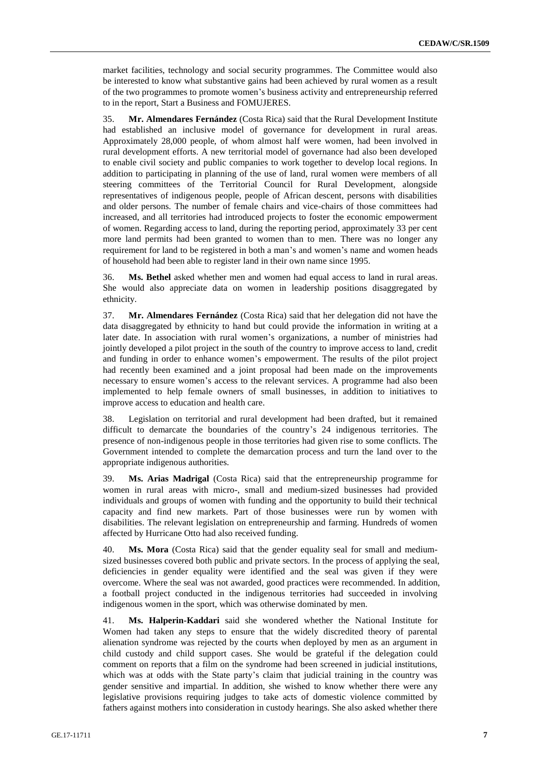market facilities, technology and social security programmes. The Committee would also be interested to know what substantive gains had been achieved by rural women as a result of the two programmes to promote women's business activity and entrepreneurship referred to in the report, Start a Business and FOMUJERES.

35. **Mr. Almendares Fernández** (Costa Rica) said that the Rural Development Institute had established an inclusive model of governance for development in rural areas. Approximately 28,000 people, of whom almost half were women, had been involved in rural development efforts. A new territorial model of governance had also been developed to enable civil society and public companies to work together to develop local regions. In addition to participating in planning of the use of land, rural women were members of all steering committees of the Territorial Council for Rural Development, alongside representatives of indigenous people, people of African descent, persons with disabilities and older persons. The number of female chairs and vice-chairs of those committees had increased, and all territories had introduced projects to foster the economic empowerment of women. Regarding access to land, during the reporting period, approximately 33 per cent more land permits had been granted to women than to men. There was no longer any requirement for land to be registered in both a man's and women's name and women heads of household had been able to register land in their own name since 1995.

36. **Ms. Bethel** asked whether men and women had equal access to land in rural areas. She would also appreciate data on women in leadership positions disaggregated by ethnicity.

37. **Mr. Almendares Fernández** (Costa Rica) said that her delegation did not have the data disaggregated by ethnicity to hand but could provide the information in writing at a later date. In association with rural women's organizations, a number of ministries had jointly developed a pilot project in the south of the country to improve access to land, credit and funding in order to enhance women's empowerment. The results of the pilot project had recently been examined and a joint proposal had been made on the improvements necessary to ensure women's access to the relevant services. A programme had also been implemented to help female owners of small businesses, in addition to initiatives to improve access to education and health care.

38. Legislation on territorial and rural development had been drafted, but it remained difficult to demarcate the boundaries of the country's 24 indigenous territories. The presence of non-indigenous people in those territories had given rise to some conflicts. The Government intended to complete the demarcation process and turn the land over to the appropriate indigenous authorities.

39. **Ms. Arias Madrigal** (Costa Rica) said that the entrepreneurship programme for women in rural areas with micro-, small and medium-sized businesses had provided individuals and groups of women with funding and the opportunity to build their technical capacity and find new markets. Part of those businesses were run by women with disabilities. The relevant legislation on entrepreneurship and farming. Hundreds of women affected by Hurricane Otto had also received funding.

40. **Ms. Mora** (Costa Rica) said that the gender equality seal for small and medium-sized businesses covered both public and private sectors. In the process of applying the seal, deficiencies in gender equality were identified and the seal was given if they were overcome. Where the seal was not awarded, good practices were recommended. In addition, a football project conducted in the indigenous territories had succeeded in involving indigenous women in the sport, which was otherwise dominated by men.

41. **Ms. Halperin-Kaddari** said she wondered whether the National Institute for Women had taken any steps to ensure that the widely discredited theory of parental alienation syndrome was rejected by the courts when deployed by men as an argument in child custody and child support cases. She would be grateful if the delegation could comment on reports that a film on the syndrome had been screened in judicial institutions, which was at odds with the State party's claim that judicial training in the country was gender sensitive and impartial. In addition, she wished to know whether there were any legislative provisions requiring judges to take acts of domestic violence committed by fathers against mothers into consideration in custody hearings. She also asked whether there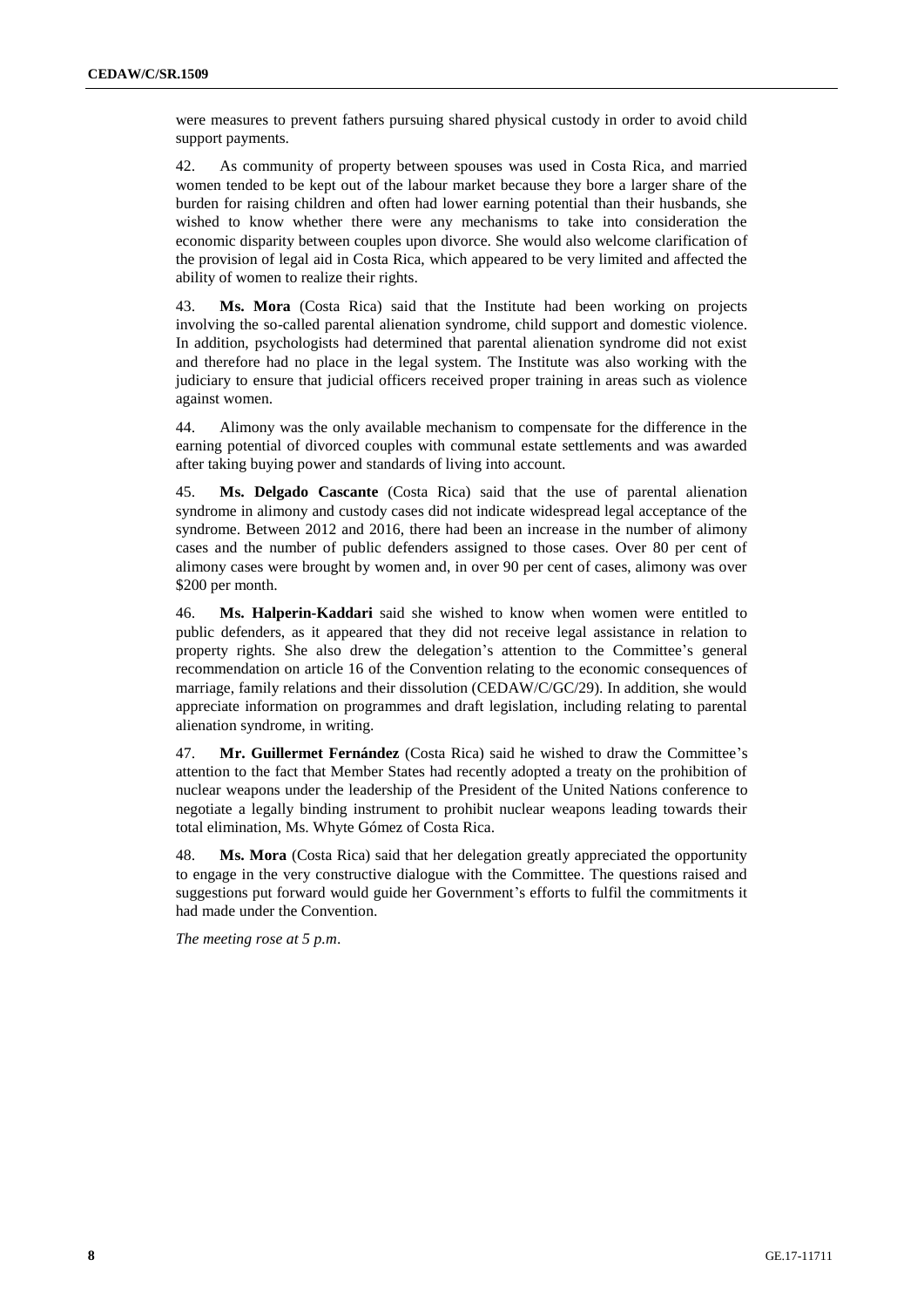were measures to prevent fathers pursuing shared physical custody in order to avoid child support payments.

42. As community of property between spouses was used in Costa Rica, and married women tended to be kept out of the labour market because they bore a larger share of the burden for raising children and often had lower earning potential than their husbands, she wished to know whether there were any mechanisms to take into consideration the economic disparity between couples upon divorce. She would also welcome clarification of the provision of legal aid in Costa Rica, which appeared to be very limited and affected the ability of women to realize their rights.

43. **Ms. Mora** (Costa Rica) said that the Institute had been working on projects involving the so-called parental alienation syndrome, child support and domestic violence. In addition, psychologists had determined that parental alienation syndrome did not exist and therefore had no place in the legal system. The Institute was also working with the judiciary to ensure that judicial officers received proper training in areas such as violence against women.

44. Alimony was the only available mechanism to compensate for the difference in the earning potential of divorced couples with communal estate settlements and was awarded after taking buying power and standards of living into account.

45. **Ms. Delgado Cascante** (Costa Rica) said that the use of parental alienation syndrome in alimony and custody cases did not indicate widespread legal acceptance of the syndrome. Between 2012 and 2016, there had been an increase in the number of alimony cases and the number of public defenders assigned to those cases. Over 80 per cent of alimony cases were brought by women and, in over 90 per cent of cases, alimony was over \$200 per month.

46. **Ms. Halperin-Kaddari** said she wished to know when women were entitled to public defenders, as it appeared that they did not receive legal assistance in relation to property rights. She also drew the delegation's attention to the Committee's general recommendation on article 16 of the Convention relating to the economic consequences of marriage, family relations and their dissolution (CEDAW/C/GC/29). In addition, she would appreciate information on programmes and draft legislation, including relating to parental alienation syndrome, in writing.

47. **Mr. Guillermet Fernández** (Costa Rica) said he wished to draw the Committee's attention to the fact that Member States had recently adopted a treaty on the prohibition of nuclear weapons under the leadership of the President of the United Nations conference to negotiate a legally binding instrument to prohibit nuclear weapons leading towards their total elimination, Ms. Whyte Gómez of Costa Rica.

48. **Ms. Mora** (Costa Rica) said that her delegation greatly appreciated the opportunity to engage in the very constructive dialogue with the Committee. The questions raised and suggestions put forward would guide her Government's efforts to fulfil the commitments it had made under the Convention.

*The meeting rose at 5 p.m.*